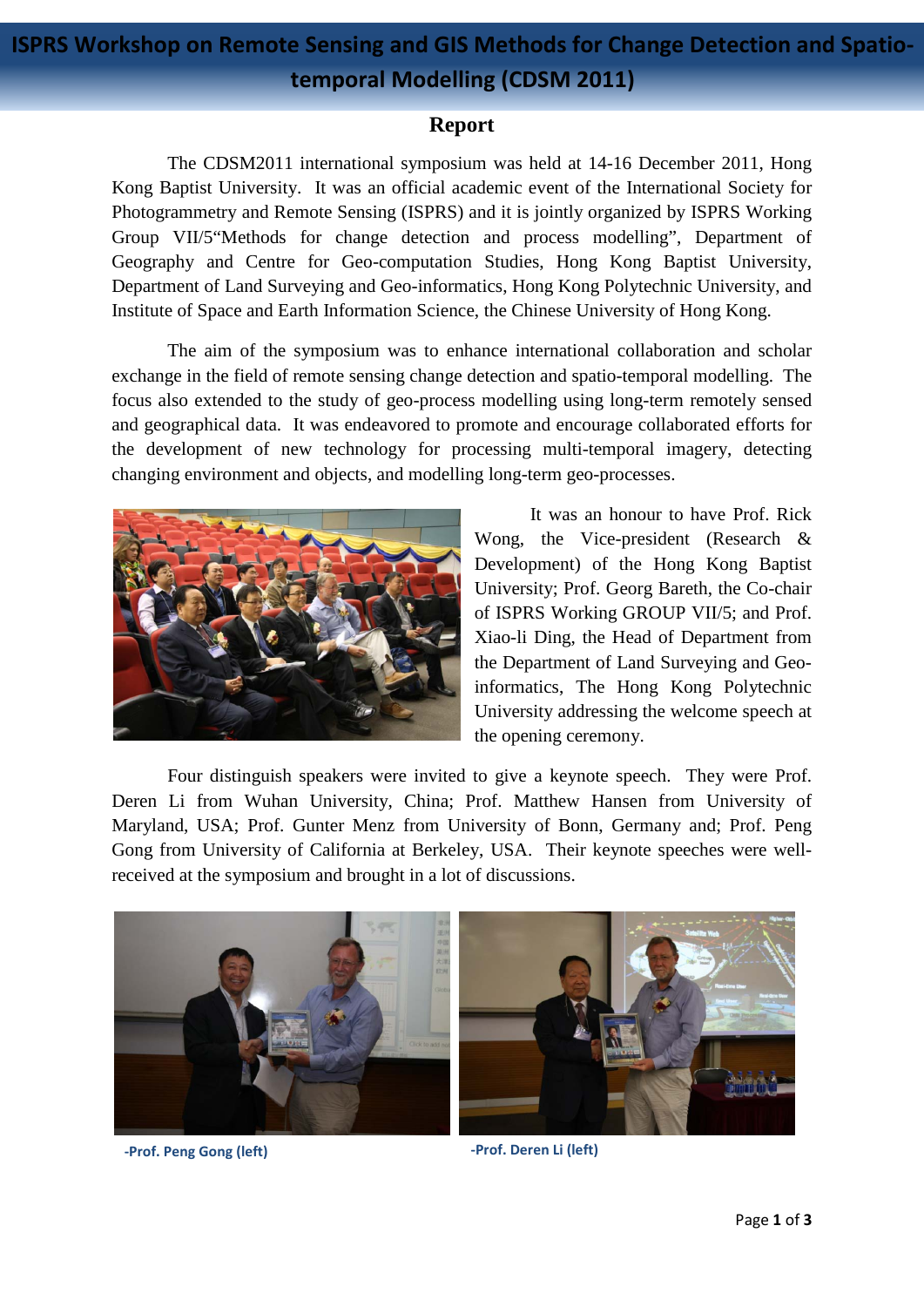# ISPRS Workshop on Remote Sensing and GIS Methods for Change Detection and Spatio-temporal Modelling (CDSM 2011)

## Report

The CDSM2011 international symposium was held at 14-16 December 2011, Hong Kong Baptist University. It was an official academic event of the International Society for Photogrammetry and Remote Sensing (ISPRS) and it is jointly organized by ISPRS Working Group VII/5"Methods for change detection and process modelling", Department of Geography and Centre for Geo-computation Studies, Hong Kong Baptist University, Department of Land Surveying and Geo-informatics, Hong Kong Polytechnic University, and Institute of Space and Earth Information Science, the Chinese University of Hong Kong.

The aim of the symposium was to enhance international collaboration and scholar exchange in the field of remote sensing change detection and spatio-temporal modelling. The focus also extended to the study of geo-process modelling using long-term remotely sensed and geographical data. It was endeavored to promote and encourage collaborated efforts for the development of new technology for processing multi-temporal imagery, detecting changing environment and objects, and modelling long-term geo-processes.

It was an honour to have Prof. Rick Wong, the Vice-president (Research & Development) of the Hong Kong Baptist University; Prof. Georg Bareth, the Co-chair of ISPRS Working GROUP VII/5; and Prof. Xiao-li Ding, the Head of Department from the Department of Land Surveying and Geo-informatics, The Hong Kong Polytechnic University addressing the welcome speech at the opening ceremony.

Four distinguish speakers were invited to give a keynote speech. They were Prof. Deren Li from Wuhan University, China; Prof. Matthew Hansen from University of Maryland, USA; Prof. Gunter Menz from University of Bonn, Germany and; Prof. Peng Gong from University of California at Berkeley, USA. Their keynote speeches were well-received at the symposium and brought in a lot of discussions.

**-Prof. Peng Gong (left)**

**-Prof. Deren Li (left)**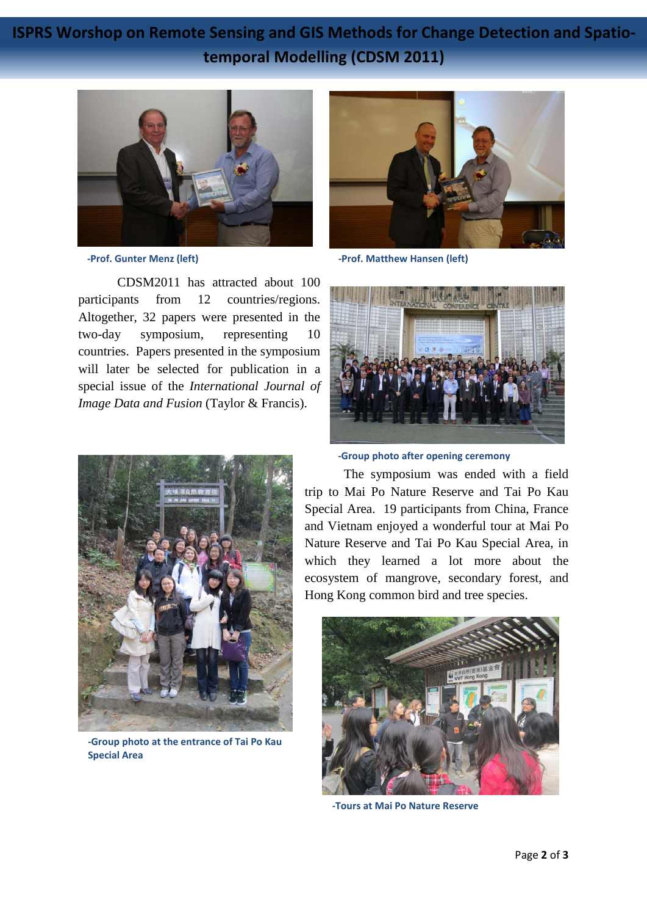# ISPRS Worshop on Remote Sensing and GIS Methods for Change Detection and Spatio-temporal Modelling (CDSM 2011)

-Prof. Gunter Menz (left)

-Prof. Matthew Hansen (left)

CDSM2011 has attracted about 100 participants from 12 countries/regions. Altogether, 32 papers were presented in the two-day symposium, representing 10 countries. Papers presented in the symposium will later be selected for publication in a special issue of the *International Journal of Image Data and Fusion* (Taylor & Francis).

-Group photo after opening ceremony

The symposium was ended with a field trip to Mai Po Nature Reserve and Tai Po Kau Special Area. 19 participants from China, France and Vietnam enjoyed a wonderful tour at Mai Po Nature Reserve and Tai Po Kau Special Area, in which they learned a lot more about the ecosystem of mangrove, secondary forest, and Hong Kong common bird and tree species.

-Group photo at the entrance of Tai Po Kau Special Area

-Tours at Mai Po Nature Reserve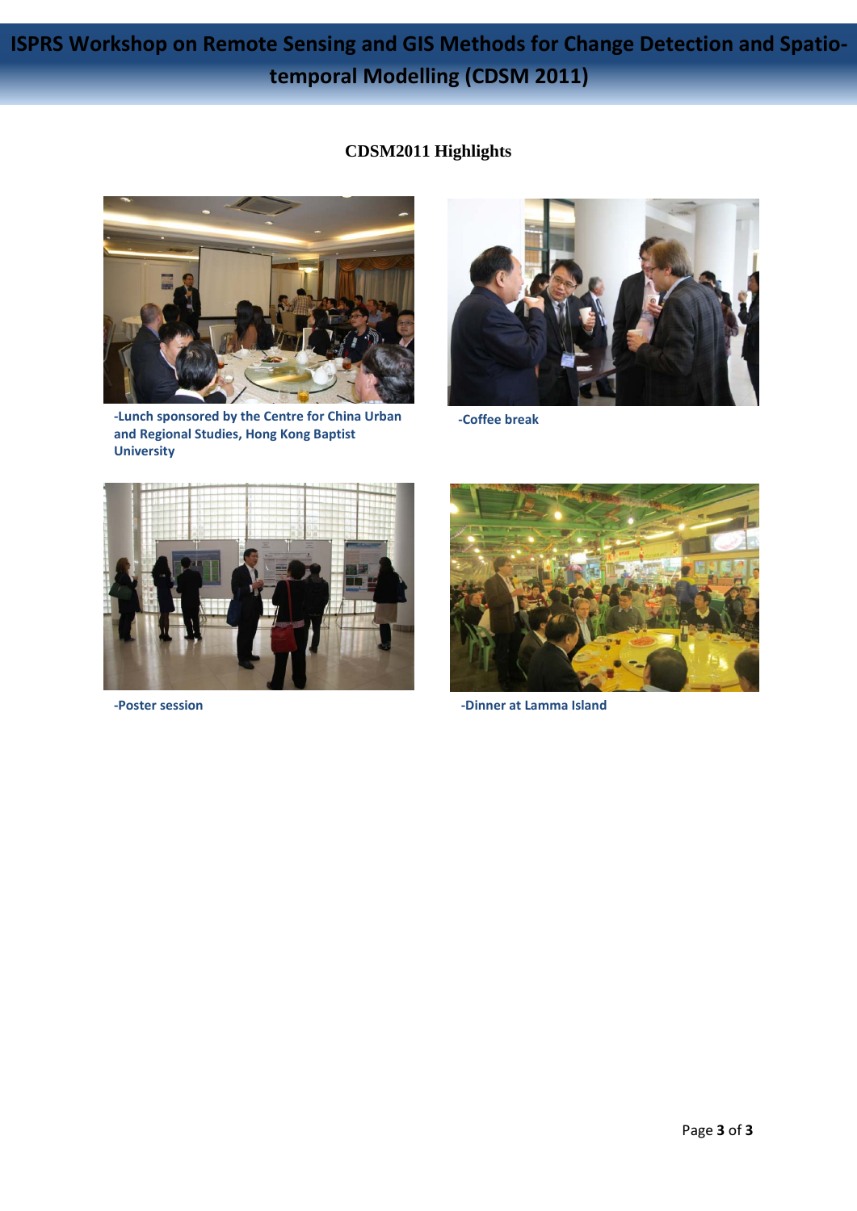## CDSM2011 Highlights

-Lunch sponsored by the Centre for China Urban and Regional Studies, Hong Kong Baptist University

-Coffee break

-Poster session

-Dinner at Lamma Island